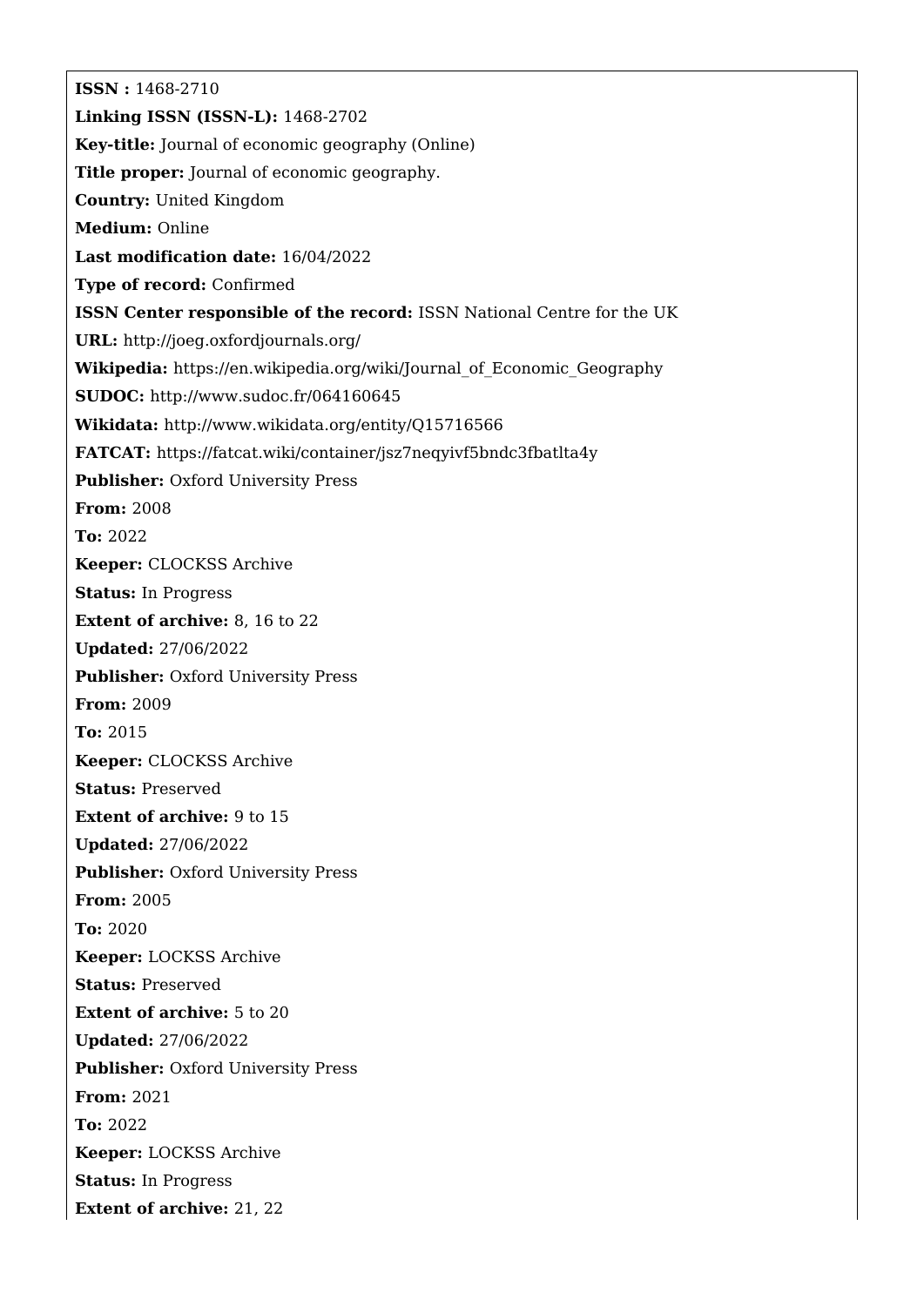**ISSN :** 1468-2710
**Linking ISSN (ISSN-L):** 1468-2702
**Key-title:** Journal of economic geography (Online)
**Title proper:** Journal of economic geography.
**Country:** United Kingdom
**Medium:** Online
**Last modification date:** 16/04/2022
**Type of record:** Confirmed
**ISSN Center responsible of the record:** ISSN National Centre for the UK
**URL:** http://joeg.oxfordjournals.org/
**Wikipedia:** https://en.wikipedia.org/wiki/Journal_of_Economic_Geography
**SUDOC:** http://www.sudoc.fr/064160645
**Wikidata:** http://www.wikidata.org/entity/Q15716566
**FATCAT:** https://fatcat.wiki/container/jsz7neqyivf5bndc3fbatlta4y
**Publisher:** Oxford University Press
**From:** 2008
**To:** 2022
**Keeper:** CLOCKSS Archive
**Status:** In Progress
**Extent of archive:** 8, 16 to 22
**Updated:** 27/06/2022
**Publisher:** Oxford University Press
**From:** 2009
**To:** 2015
**Keeper:** CLOCKSS Archive
**Status:** Preserved
**Extent of archive:** 9 to 15
**Updated:** 27/06/2022
**Publisher:** Oxford University Press
**From:** 2005
**To:** 2020
**Keeper:** LOCKSS Archive
**Status:** Preserved
**Extent of archive:** 5 to 20
**Updated:** 27/06/2022
**Publisher:** Oxford University Press
**From:** 2021
**To:** 2022
**Keeper:** LOCKSS Archive
**Status:** In Progress
**Extent of archive:** 21, 22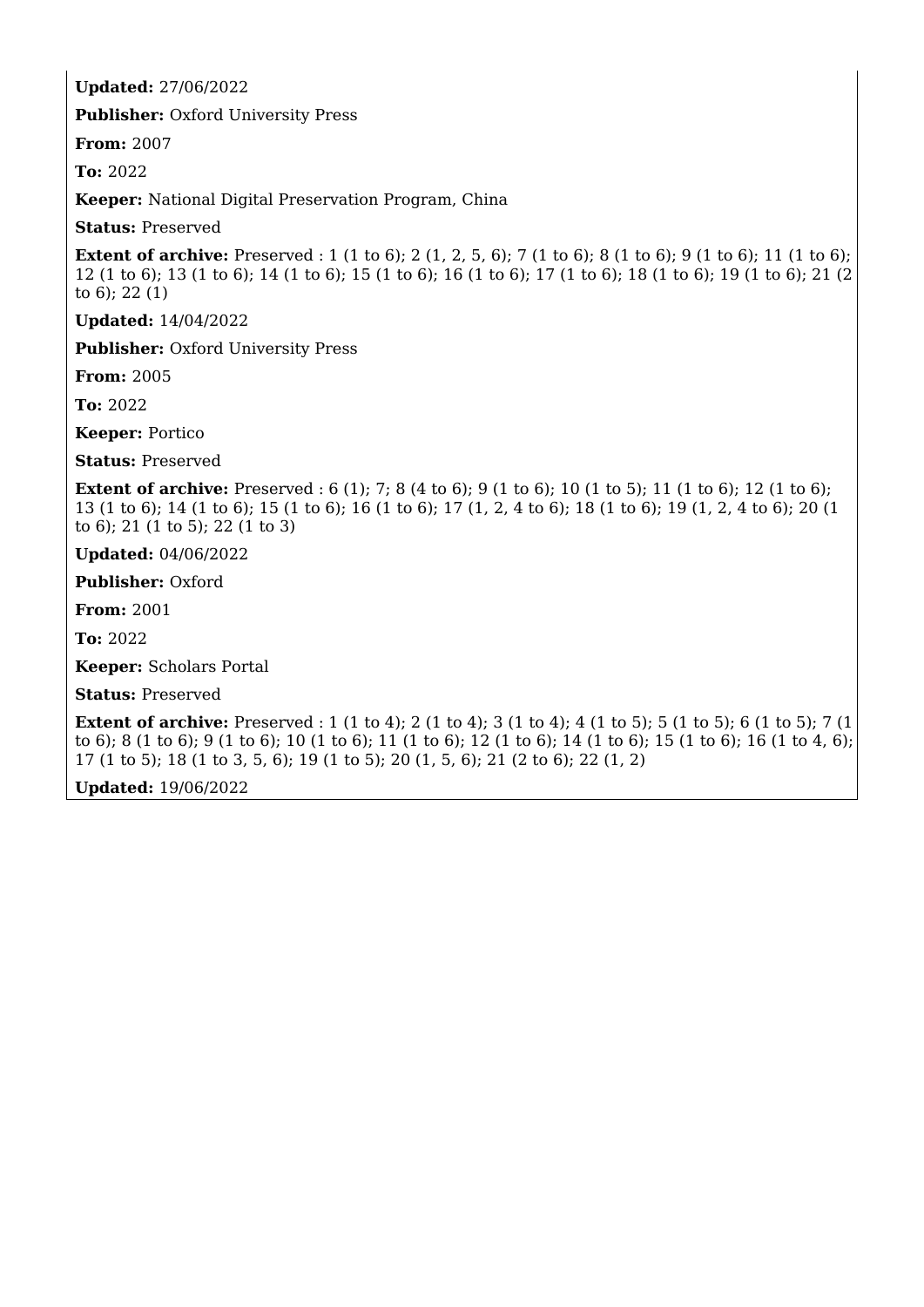**Updated:** 27/06/2022

**Publisher:** Oxford University Press

**From:** 2007

**To:** 2022

**Keeper:** National Digital Preservation Program, China

**Status:** Preserved

**Extent of archive:** Preserved : 1 (1 to 6); 2 (1, 2, 5, 6); 7 (1 to 6); 8 (1 to 6); 9 (1 to 6); 11 (1 to 6); 12 (1 to 6); 13 (1 to 6); 14 (1 to 6); 15 (1 to 6); 16 (1 to 6); 17 (1 to 6); 18 (1 to 6); 19 (1 to 6); 21 (2 to 6); 22 (1)

**Updated:** 14/04/2022

**Publisher:** Oxford University Press

**From:** 2005

**To:** 2022

**Keeper:** Portico

**Status:** Preserved

**Extent of archive:** Preserved : 6 (1); 7; 8 (4 to 6); 9 (1 to 6); 10 (1 to 5); 11 (1 to 6); 12 (1 to 6); 13 (1 to 6); 14 (1 to 6); 15 (1 to 6); 16 (1 to 6); 17 (1, 2, 4 to 6); 18 (1 to 6); 19 (1, 2, 4 to 6); 20 (1 to 6); 21 (1 to 5); 22 (1 to 3)

**Updated:** 04/06/2022

**Publisher:** Oxford

**From:** 2001

**To:** 2022

**Keeper:** Scholars Portal

**Status:** Preserved

**Extent of archive:** Preserved : 1 (1 to 4); 2 (1 to 4); 3 (1 to 4); 4 (1 to 5); 5 (1 to 5); 6 (1 to 5); 7 (1 to 6); 8 (1 to 6); 9 (1 to 6); 10 (1 to 6); 11 (1 to 6); 12 (1 to 6); 14 (1 to 6); 15 (1 to 6); 16 (1 to 4, 6); 17 (1 to 5); 18 (1 to 3, 5, 6); 19 (1 to 5); 20 (1, 5, 6); 21 (2 to 6); 22 (1, 2)

**Updated:** 19/06/2022